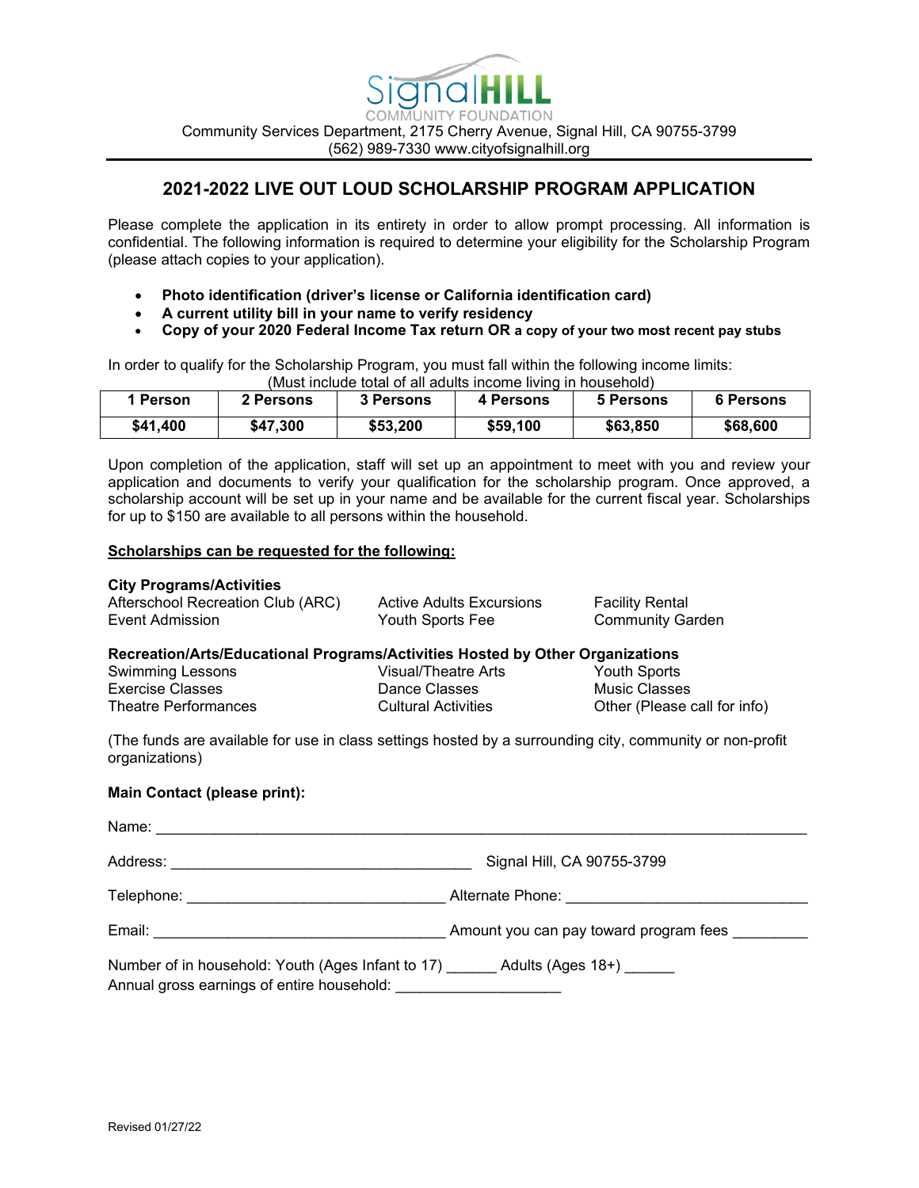Signal HILL COMMUNITY FOUNDATION

Community Services Department, 2175 Cherry Avenue, Signal Hill, CA 90755-3799
(562) 989-7330 www.cityofsignalhill.org

# 2021-2022 LIVE OUT LOUD SCHOLARSHIP PROGRAM APPLICATION

Please complete the application in its entirety in order to allow prompt processing. All information is confidential. The following information is required to determine your eligibility for the Scholarship Program (please attach copies to your application).

- **Photo identification (driver's license or California identification card)**
- **A current utility bill in your name to verify residency**
- **Copy of your 2020 Federal Income Tax return OR a copy of your two most recent pay stubs**

In order to qualify for the Scholarship Program, you must fall within the following income limits:
(Must include total of all adults income living in household)

| 1 Person | 2 Persons | 3 Persons | 4 Persons | 5 Persons | 6 Persons |
|---|---|---|---|---|---|
| $41,400 | $47,300 | $53,200 | $59,100 | $63,850 | $68,600 |

Upon completion of the application, staff will set up an appointment to meet with you and review your application and documents to verify your qualification for the scholarship program. Once approved, a scholarship account will be set up in your name and be available for the current fiscal year. Scholarships for up to $150 are available to all persons within the household.

**Scholarships can be requested for the following:**

**City Programs/Activities**

Afterschool Recreation Club (ARC)
Event Admission
Active Adults Excursions
Youth Sports Fee
Facility Rental
Community Garden

**Recreation/Arts/Educational Programs/Activities Hosted by Other Organizations**

Swimming Lessons
Exercise Classes
Theatre Performances
Visual/Theatre Arts
Dance Classes
Cultural Activities
Youth Sports
Music Classes
Other (Please call for info)

(The funds are available for use in class settings hosted by a surrounding city, community or non-profit organizations)

**Main Contact (please print):**

Name: ____________________________________________________________________________

Address: ____________________________________ Signal Hill, CA 90755-3799

Telephone: ______________________________ Alternate Phone: ____________________________

Email: __________________________________ Amount you can pay toward program fees _________

Number of in household: Youth (Ages Infant to 17) ______ Adults (Ages 18+) ______
Annual gross earnings of entire household: ___________________

Revised 01/27/22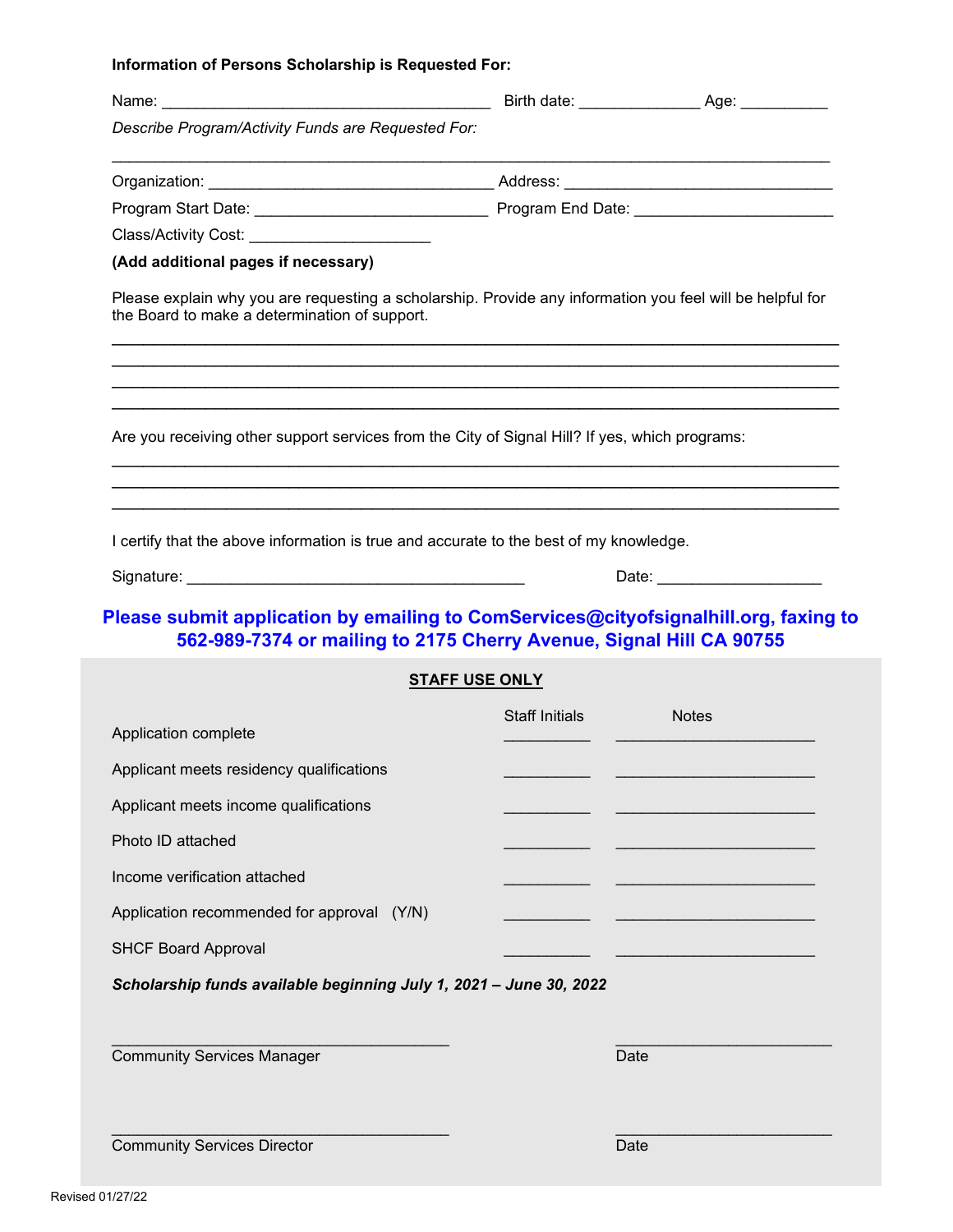**Information of Persons Scholarship is Requested For:**

Name: ______________________________________ Birth date: _____________ Age: __________

*Describe Program/Activity Funds are Requested For:*

_______________________________________________________________________________

Organization: ________________________________ Address: ______________________________

Program Start Date: ___________________________ Program End Date: ______________________

Class/Activity Cost: ____________________

**(Add additional pages if necessary)**

Please explain why you are requesting a scholarship. Provide any information you feel will be helpful for the Board to make a determination of support.

_______________________________________________________________________________
_______________________________________________________________________________
_______________________________________________________________________________
_______________________________________________________________________________

Are you receiving other support services from the City of Signal Hill? If yes, which programs:

_______________________________________________________________________________
_______________________________________________________________________________
_______________________________________________________________________________

I certify that the above information is true and accurate to the best of my knowledge.

Signature: ______________________________________ Date: __________________

**Please submit application by emailing to ComServices@cityofsignalhill.org, faxing to 562-989-7374 or mailing to 2175 Cherry Avenue, Signal Hill CA 90755**

**STAFF USE ONLY**

| | Staff Initials | Notes |
|---|---|---|
| Application complete | __________ | ______________________ |
| Applicant meets residency qualifications | __________ | ______________________ |
| Applicant meets income qualifications | __________ | ______________________ |
| Photo ID attached | __________ | ______________________ |
| Income verification attached | __________ | ______________________ |
| Application recommended for approval (Y/N) | __________ | ______________________ |
| SHCF Board Approval | __________ | ______________________ |

***Scholarship funds available beginning July 1, 2021 – June 30, 2022***

______________________________________ ________________________
Community Services Manager Date

______________________________________ ________________________
Community Services Director Date

Revised 01/27/22